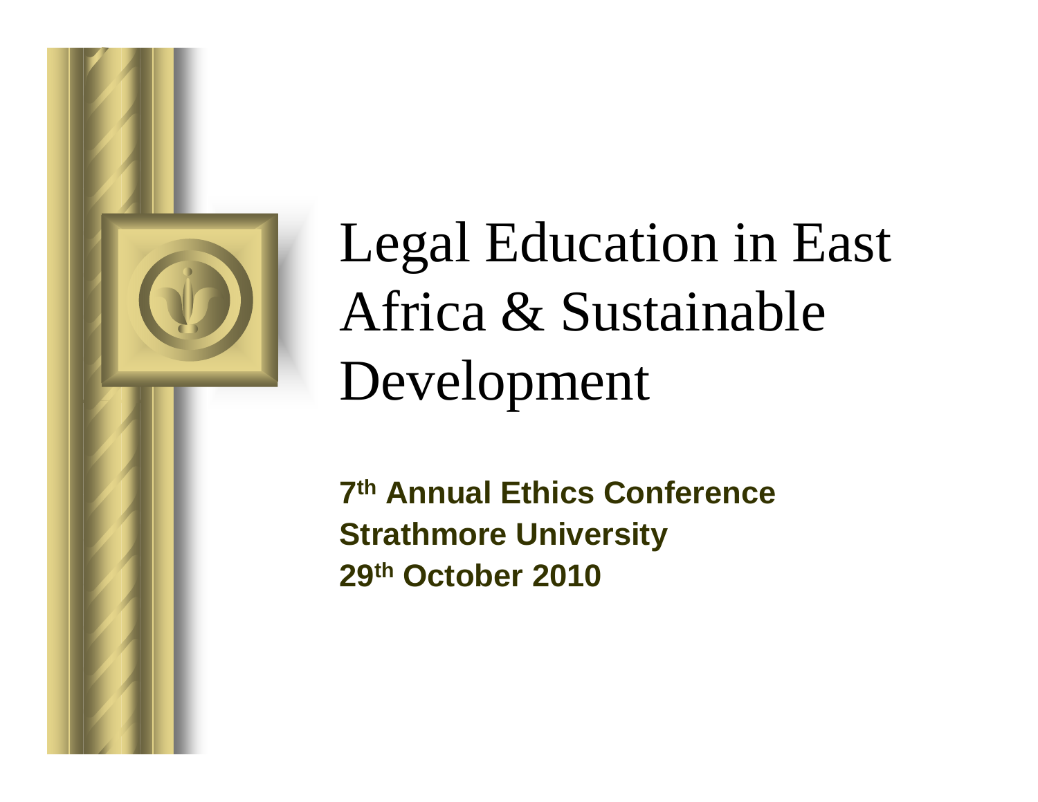# Legal Education in East Africa & Sustainable Development

**7th Annual Ethics Conference**
**Strathmore University**
**29th October 2010**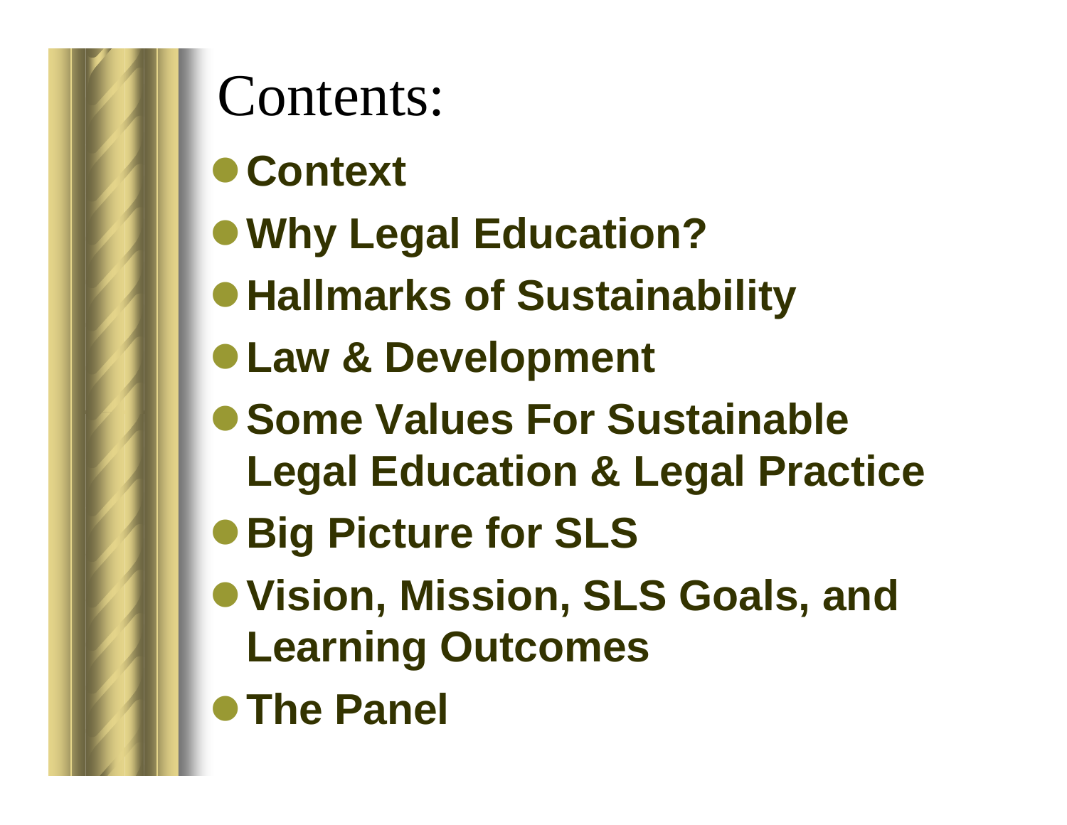# Contents:

- **Context**
- **Why Legal Education?**
- **Hallmarks of Sustainability**
- **Law & Development**
- **Some Values For Sustainable Legal Education & Legal Practice**
- **Big Picture for SLS**
- **Vision, Mission, SLS Goals, and Learning Outcomes**
- **The Panel**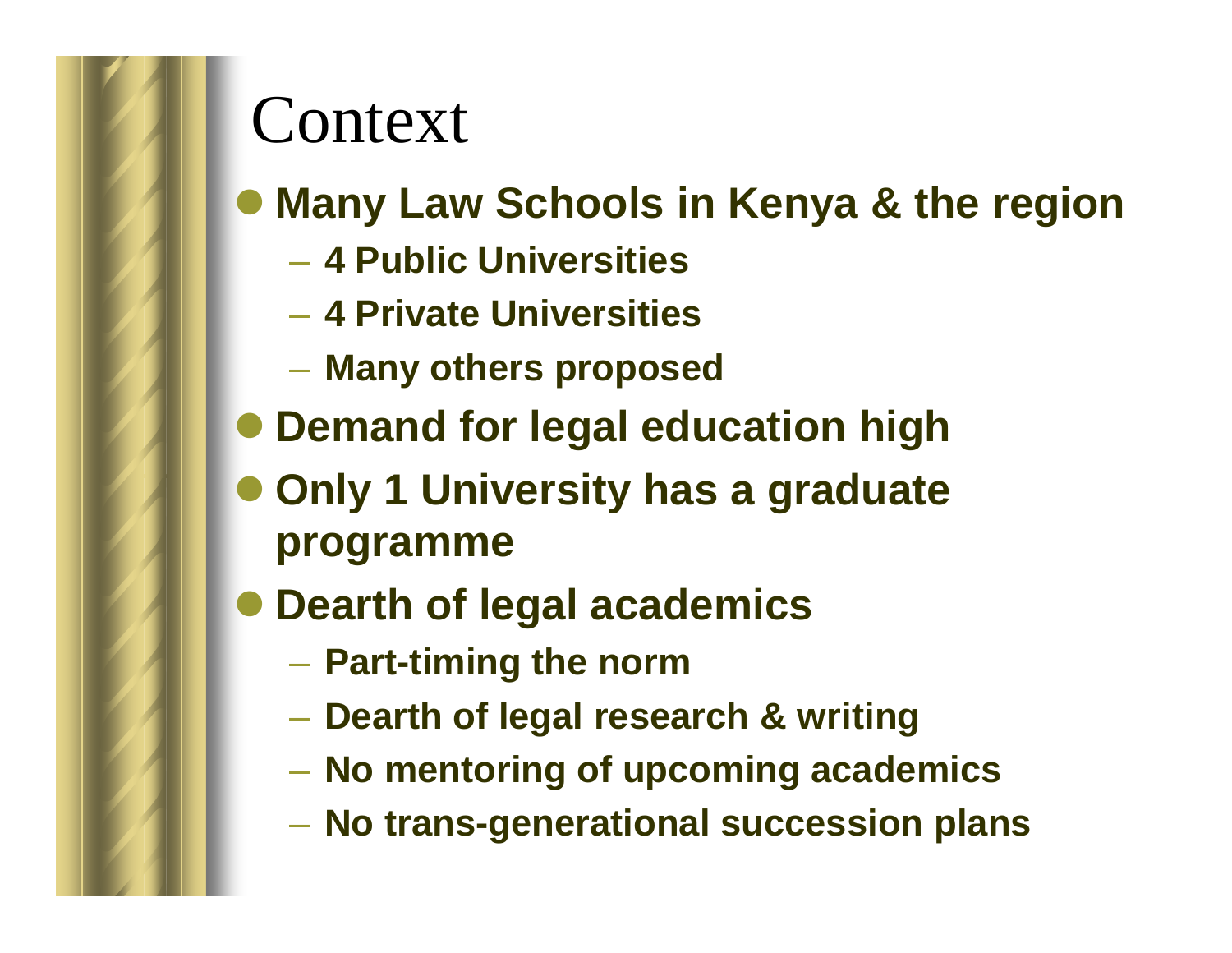# Context

- **Many Law Schools in Kenya & the region**
  - **4 Public Universities**
  - **4 Private Universities**
  - **Many others proposed**
- **Demand for legal education high**
- **Only 1 University has a graduate programme**
- **Dearth of legal academics**
  - **Part-timing the norm**
  - **Dearth of legal research & writing**
  - **No mentoring of upcoming academics**
  - **No trans-generational succession plans**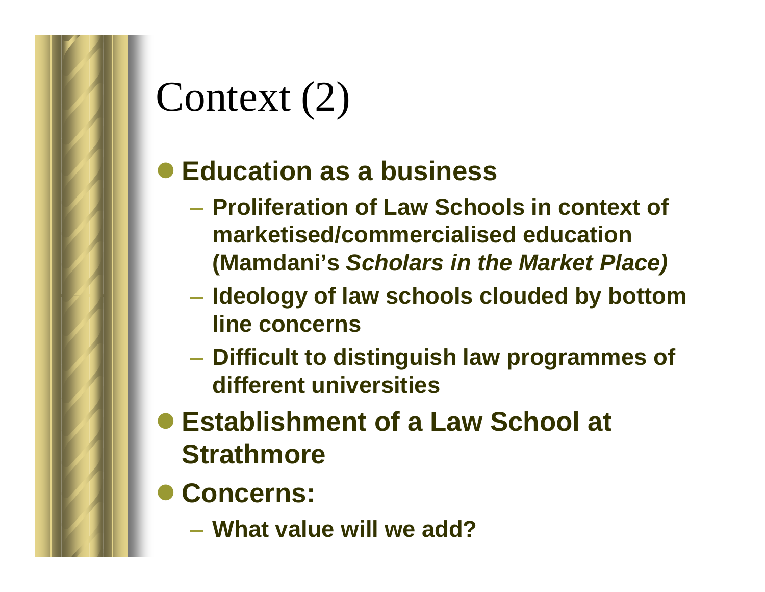# Context (2)

- **Education as a business**
  - **Proliferation of Law Schools in context of marketised/commercialised education (Mamdani's *Scholars in the Market Place)***
  - **Ideology of law schools clouded by bottom line concerns**
  - **Difficult to distinguish law programmes of different universities**
- **Establishment of a Law School at Strathmore**
- **Concerns:**
  - **What value will we add?**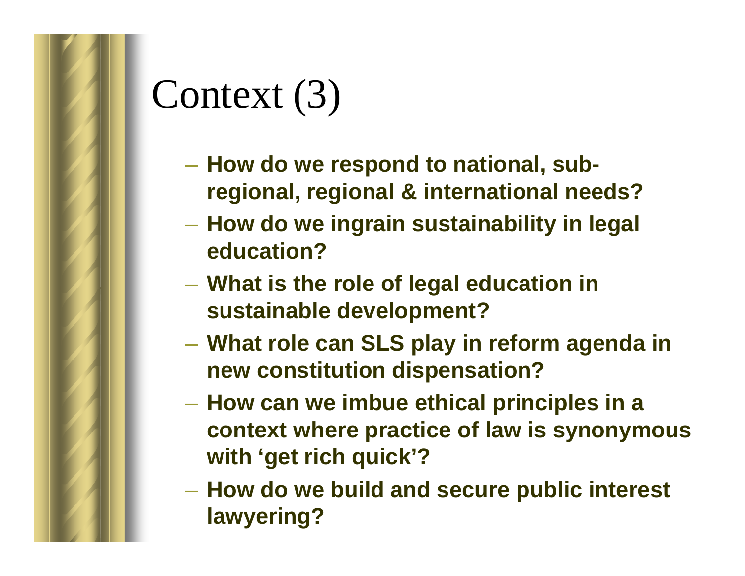# Context (3)

- **How do we respond to national, sub-regional, regional & international needs?**
- **How do we ingrain sustainability in legal education?**
- **What is the role of legal education in sustainable development?**
- **What role can SLS play in reform agenda in new constitution dispensation?**
- **How can we imbue ethical principles in a context where practice of law is synonymous with 'get rich quick'?**
- **How do we build and secure public interest lawyering?**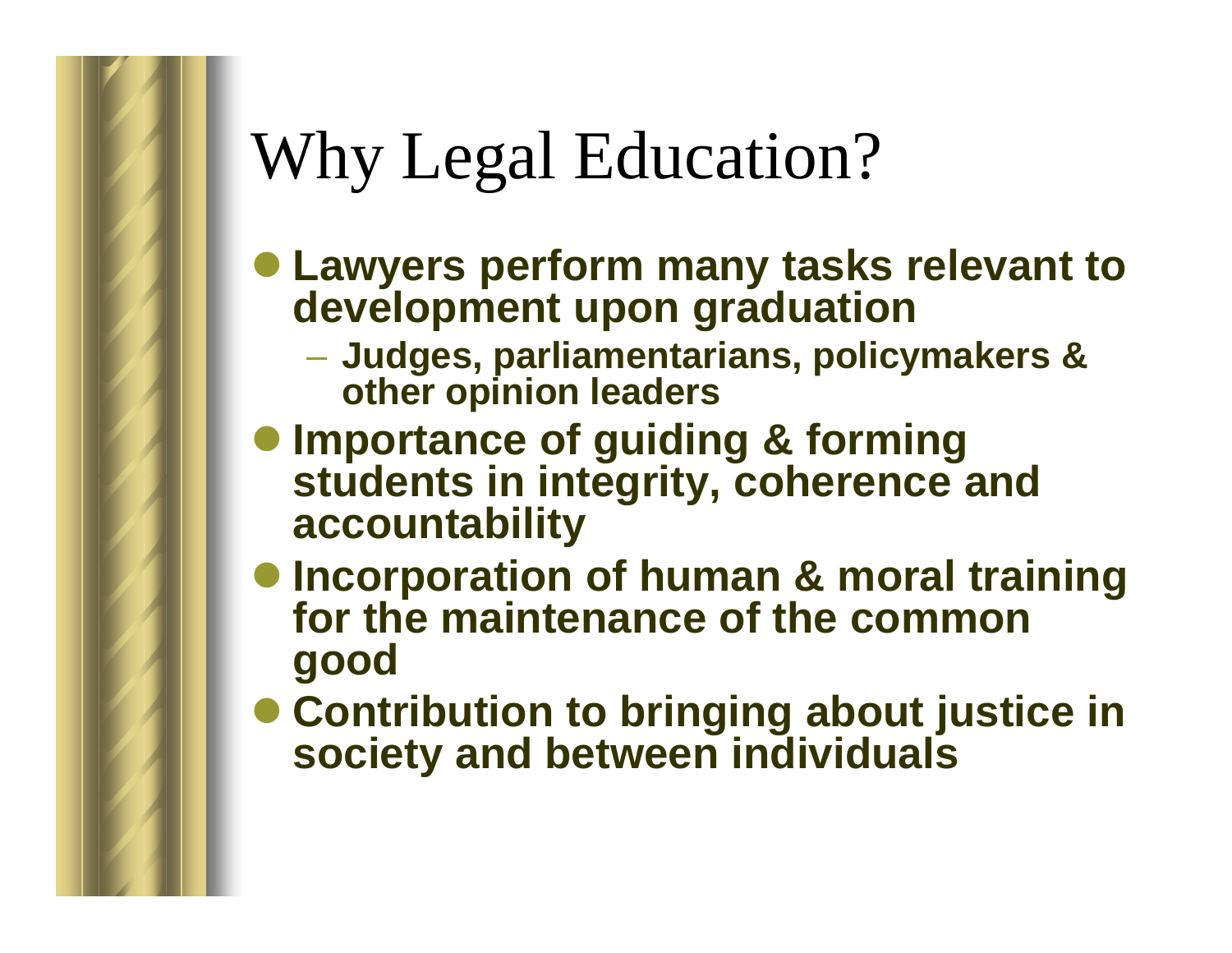# Why Legal Education?

- **Lawyers perform many tasks relevant to development upon graduation**
  - **Judges, parliamentarians, policymakers & other opinion leaders**
- **Importance of guiding & forming students in integrity, coherence and accountability**
- **Incorporation of human & moral training for the maintenance of the common good**
- **Contribution to bringing about justice in society and between individuals**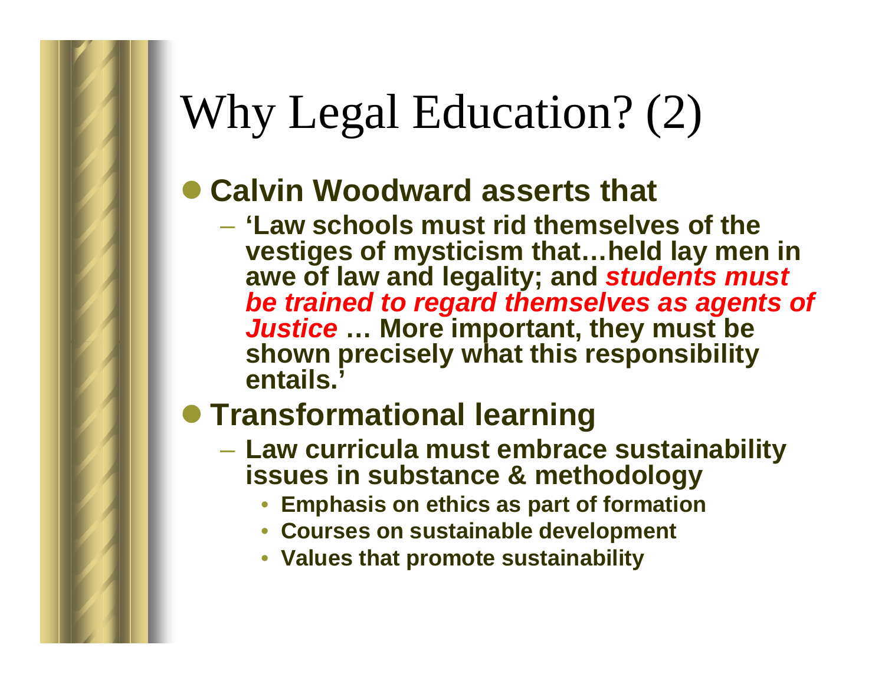# Why Legal Education? (2)

- **Calvin Woodward asserts that**
  - **'Law schools must rid themselves of the vestiges of mysticism that…held lay men in awe of law and legality; and *students must be trained to regard themselves as agents of Justice* … More important, they must be shown precisely what this responsibility entails.'**
- **Transformational learning**
  - **Law curricula must embrace sustainability issues in substance & methodology**
    - **Emphasis on ethics as part of formation**
    - **Courses on sustainable development**
    - **Values that promote sustainability**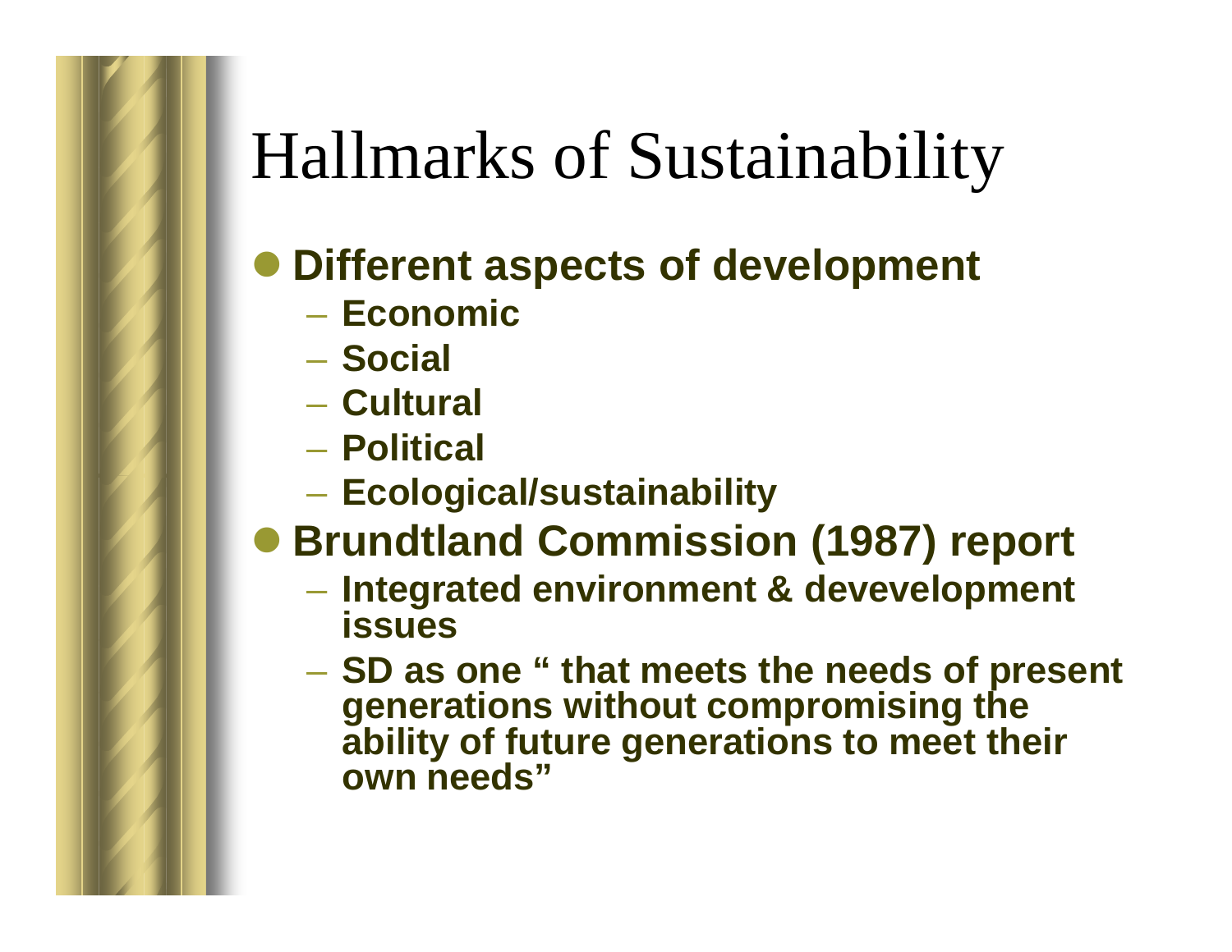# Hallmarks of Sustainability

- **Different aspects of development**
  - **Economic**
  - **Social**
  - **Cultural**
  - **Political**
  - **Ecological/sustainability**
- **Brundtland Commission (1987) report**
  - **Integrated environment & devevelopment issues**
  - **SD as one " that meets the needs of present generations without compromising the ability of future generations to meet their own needs"**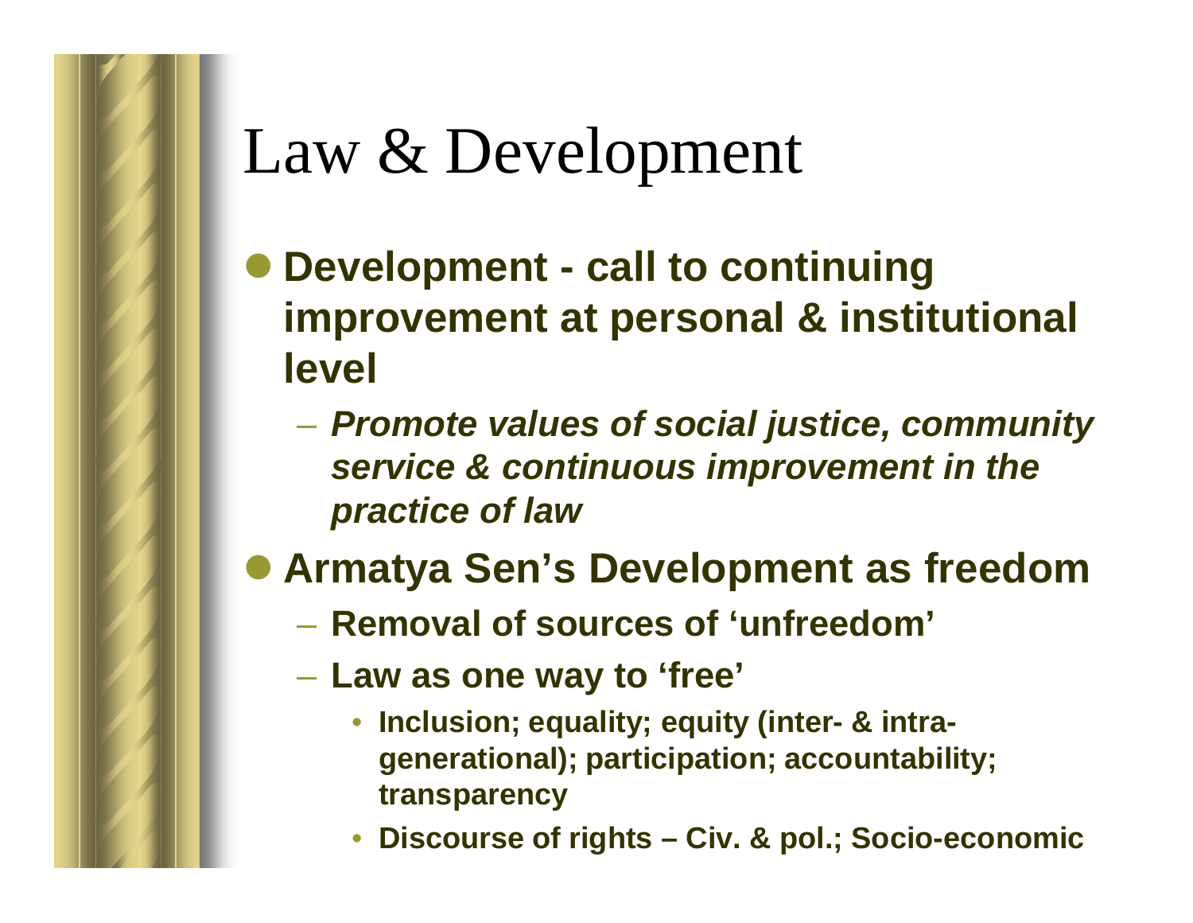# Law & Development

- **Development - call to continuing improvement at personal & institutional level**
  - ***Promote values of social justice, community service & continuous improvement in the practice of law***
- **Armatya Sen's Development as freedom**
  - **Removal of sources of 'unfreedom'**
  - **Law as one way to 'free'**
    - **Inclusion; equality; equity (inter- & intra-generational); participation; accountability; transparency**
    - **Discourse of rights – Civ. & pol.; Socio-economic**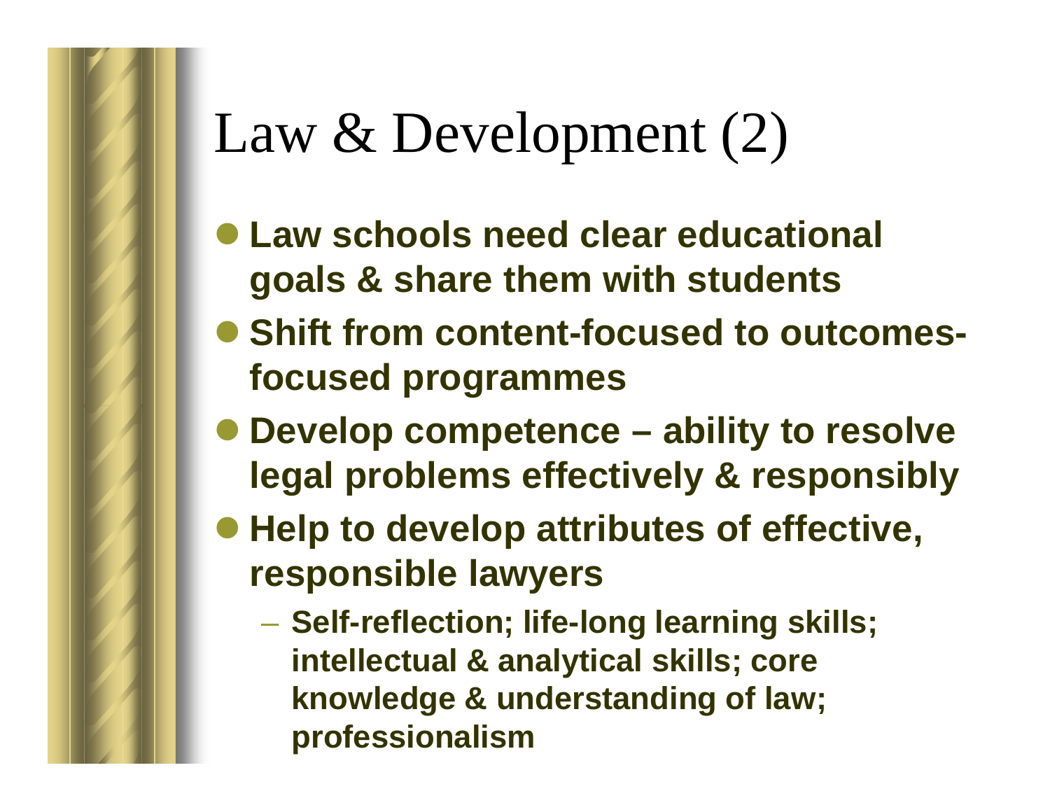# Law & Development (2)

- **Law schools need clear educational goals & share them with students**
- **Shift from content-focused to outcomes-focused programmes**
- **Develop competence – ability to resolve legal problems effectively & responsibly**
- **Help to develop attributes of effective, responsible lawyers**
  - **Self-reflection; life-long learning skills; intellectual & analytical skills; core knowledge & understanding of law; professionalism**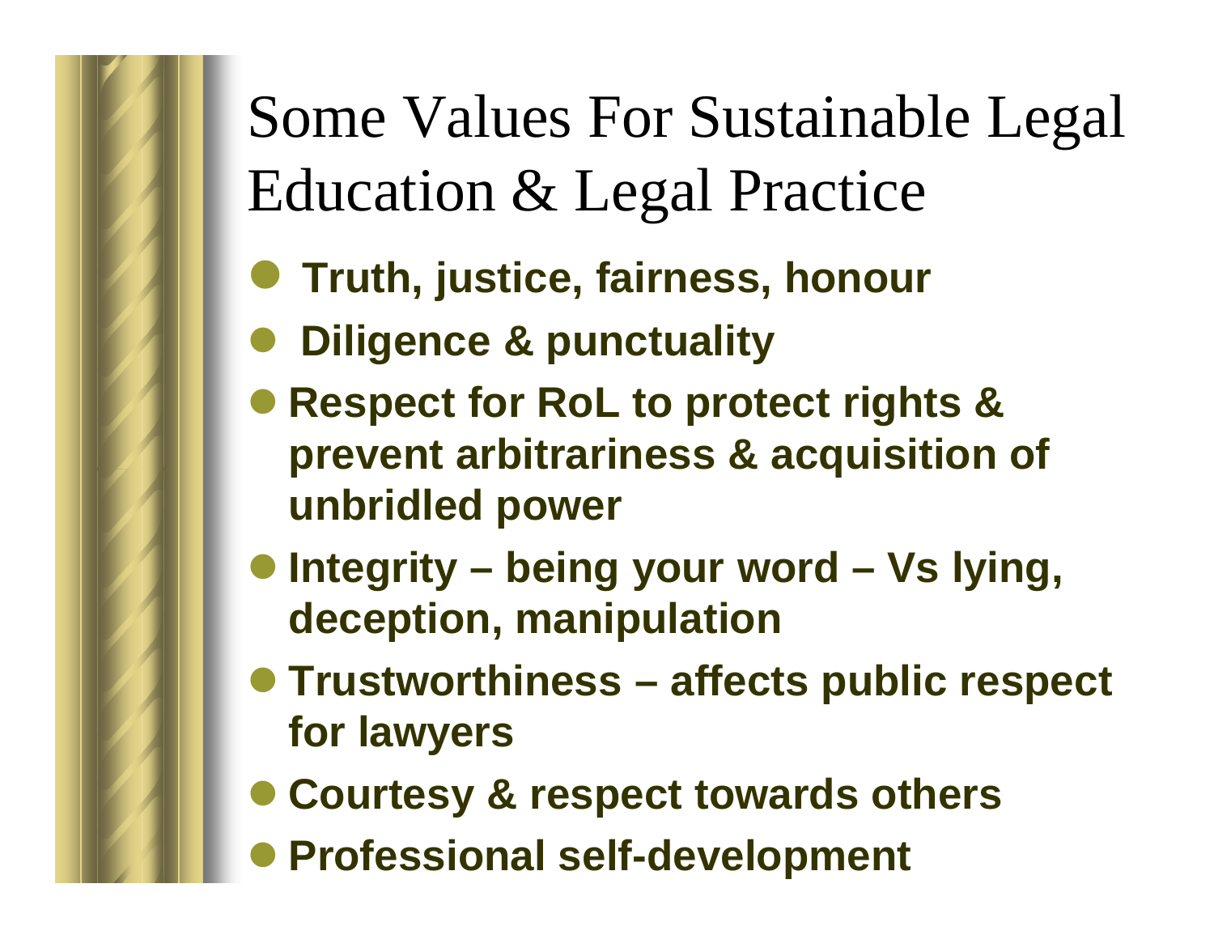# Some Values For Sustainable Legal Education & Legal Practice

- **Truth, justice, fairness, honour**
- **Diligence & punctuality**
- **Respect for RoL to protect rights & prevent arbitrariness & acquisition of unbridled power**
- **Integrity – being your word – Vs lying, deception, manipulation**
- **Trustworthiness – affects public respect for lawyers**
- **Courtesy & respect towards others**
- **Professional self-development**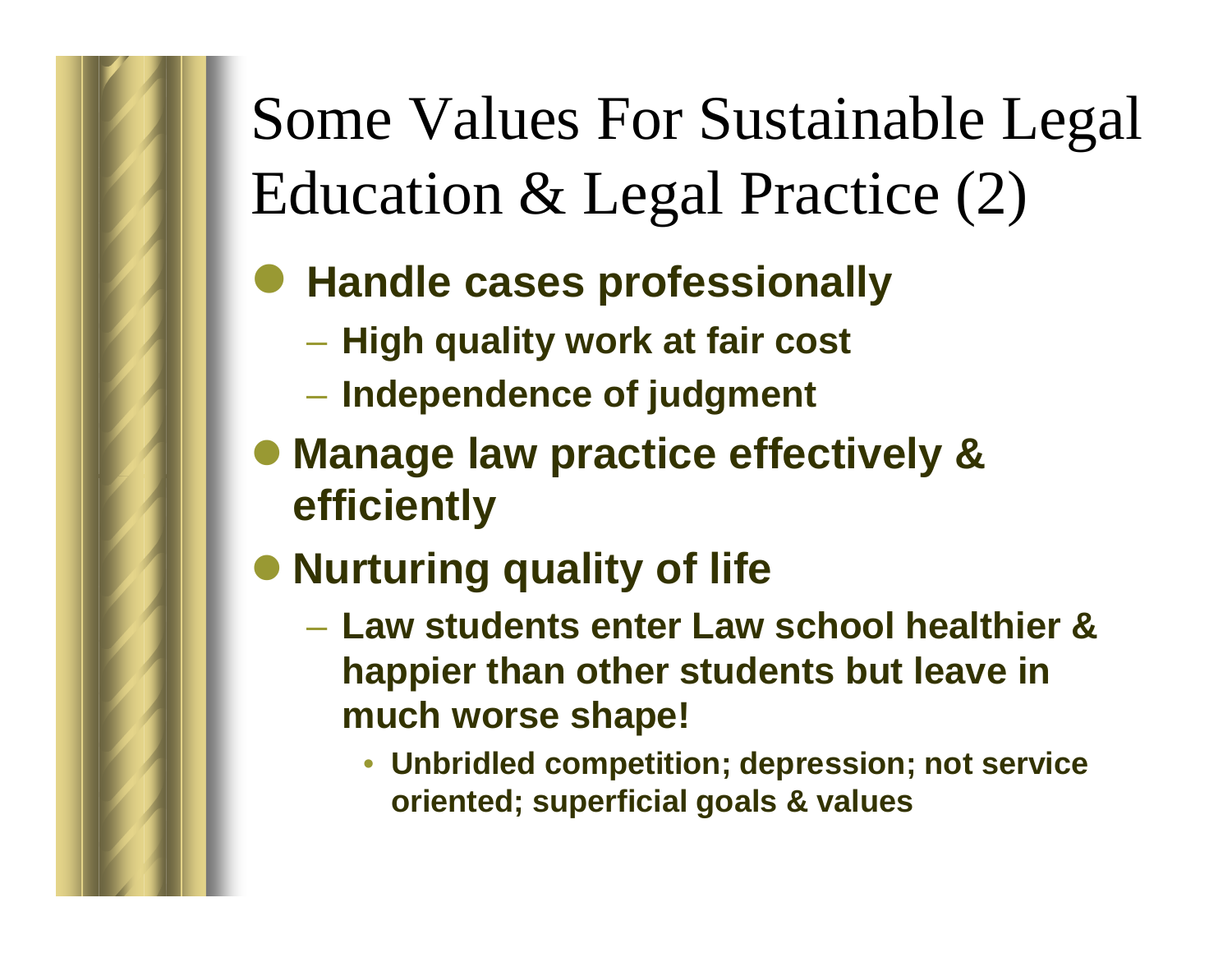# Some Values For Sustainable Legal Education & Legal Practice (2)

- **Handle cases professionally**
  - **High quality work at fair cost**
  - **Independence of judgment**
- **Manage law practice effectively & efficiently**
- **Nurturing quality of life**
  - **Law students enter Law school healthier & happier than other students but leave in much worse shape!**
    - **Unbridled competition; depression; not service oriented; superficial goals & values**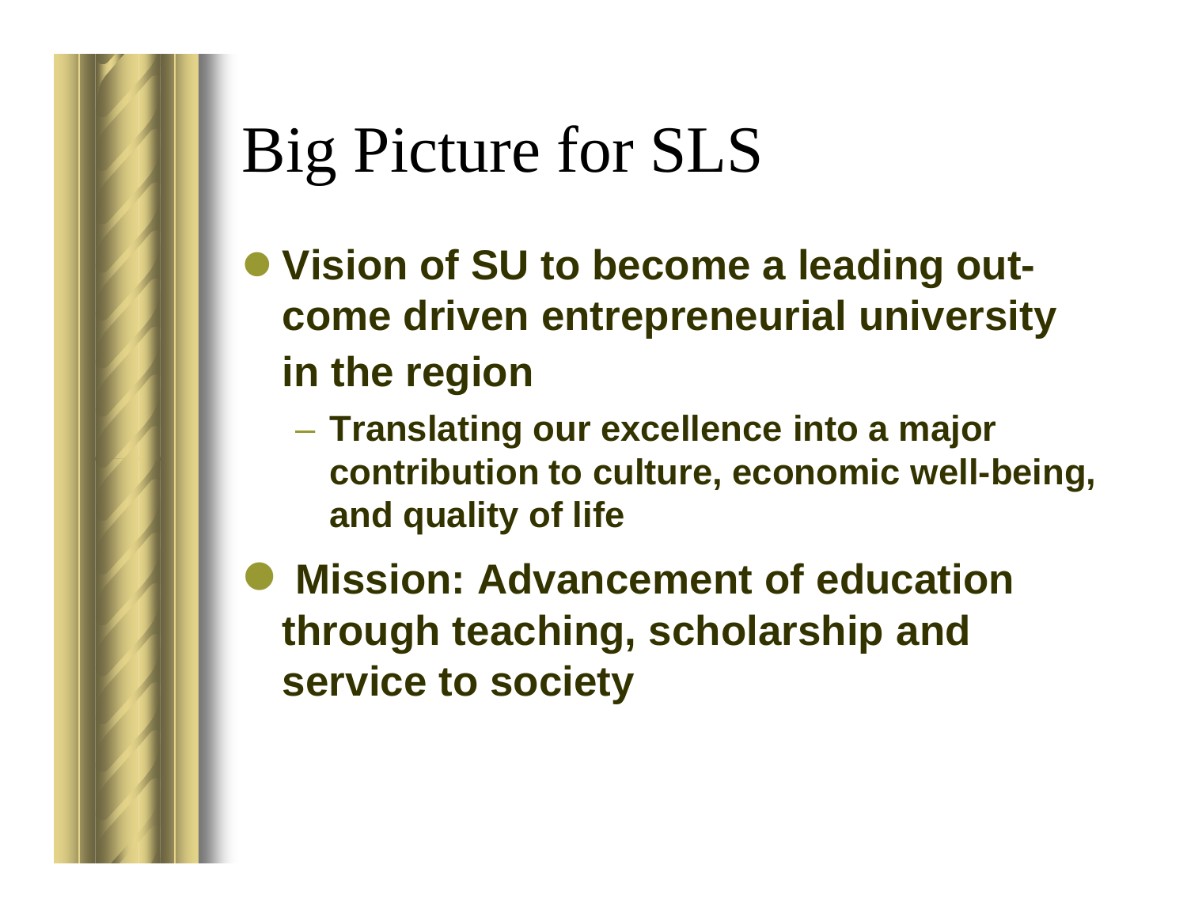# Big Picture for SLS

- **Vision of SU to become a leading out-come driven entrepreneurial university in the region**
  - **Translating our excellence into a major contribution to culture, economic well-being, and quality of life**
- **Mission: Advancement of education through teaching, scholarship and service to society**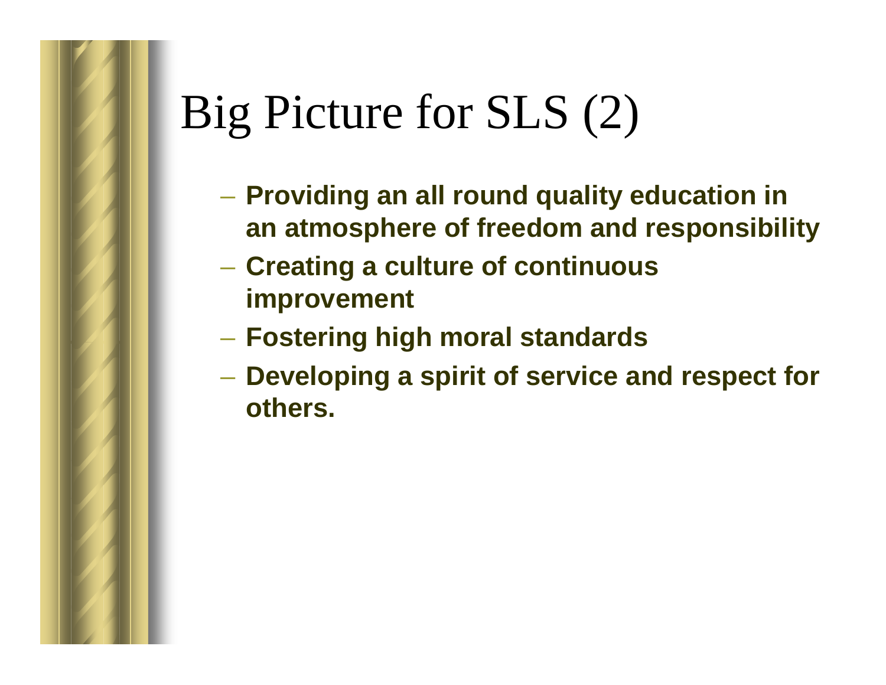# Big Picture for SLS (2)

- **Providing an all round quality education in an atmosphere of freedom and responsibility**
- **Creating a culture of continuous improvement**
- **Fostering high moral standards**
- **Developing a spirit of service and respect for others.**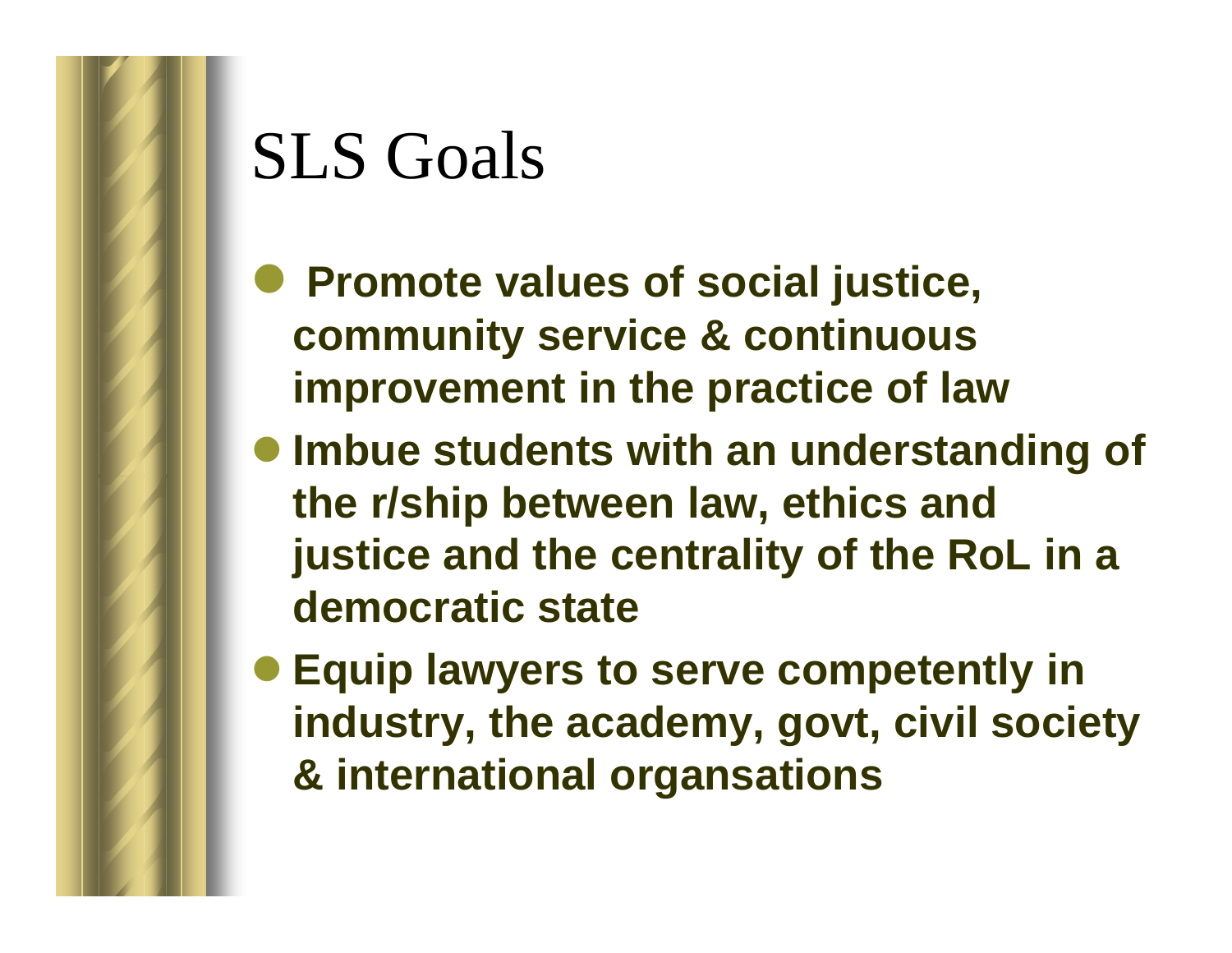# SLS Goals

- **Promote values of social justice, community service & continuous improvement in the practice of law**
- **Imbue students with an understanding of the r/ship between law, ethics and justice and the centrality of the RoL in a democratic state**
- **Equip lawyers to serve competently in industry, the academy, govt, civil society & international organsations**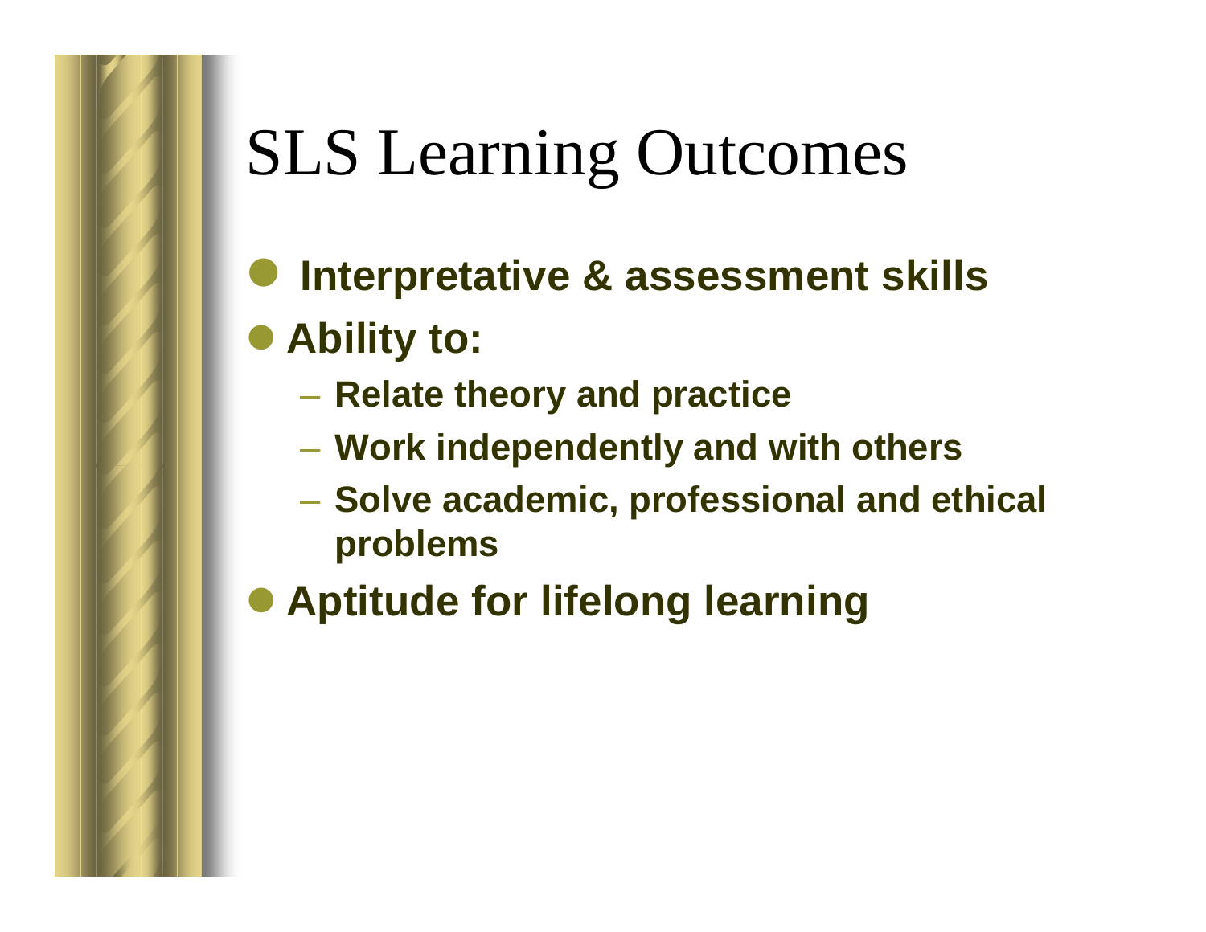# SLS Learning Outcomes

- **Interpretative & assessment skills**
- **Ability to:**
  - **Relate theory and practice**
  - **Work independently and with others**
  - **Solve academic, professional and ethical problems**
- **Aptitude for lifelong learning**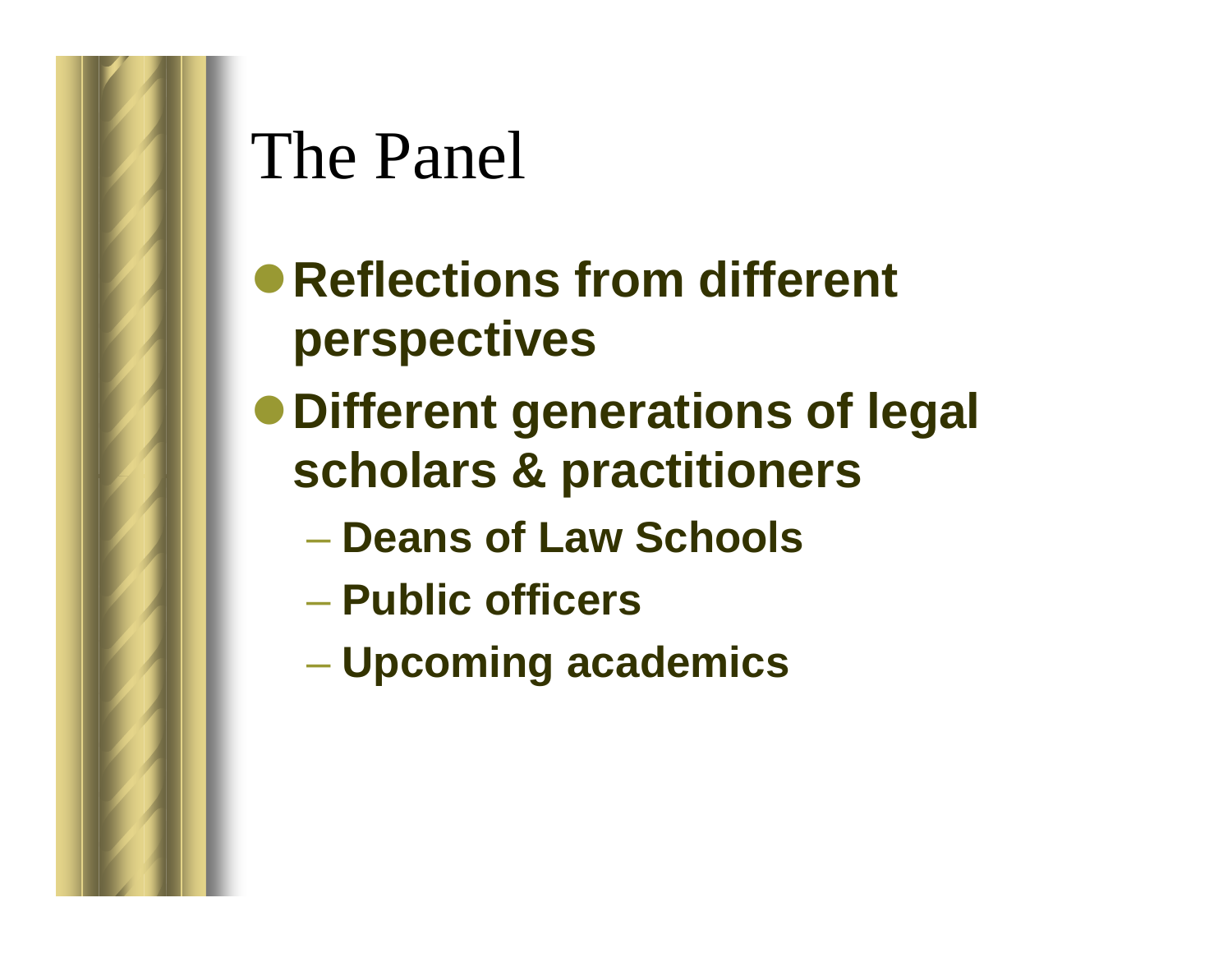# The Panel

- **Reflections from different perspectives**
- **Different generations of legal scholars & practitioners**
  - **Deans of Law Schools**
  - **Public officers**
  - **Upcoming academics**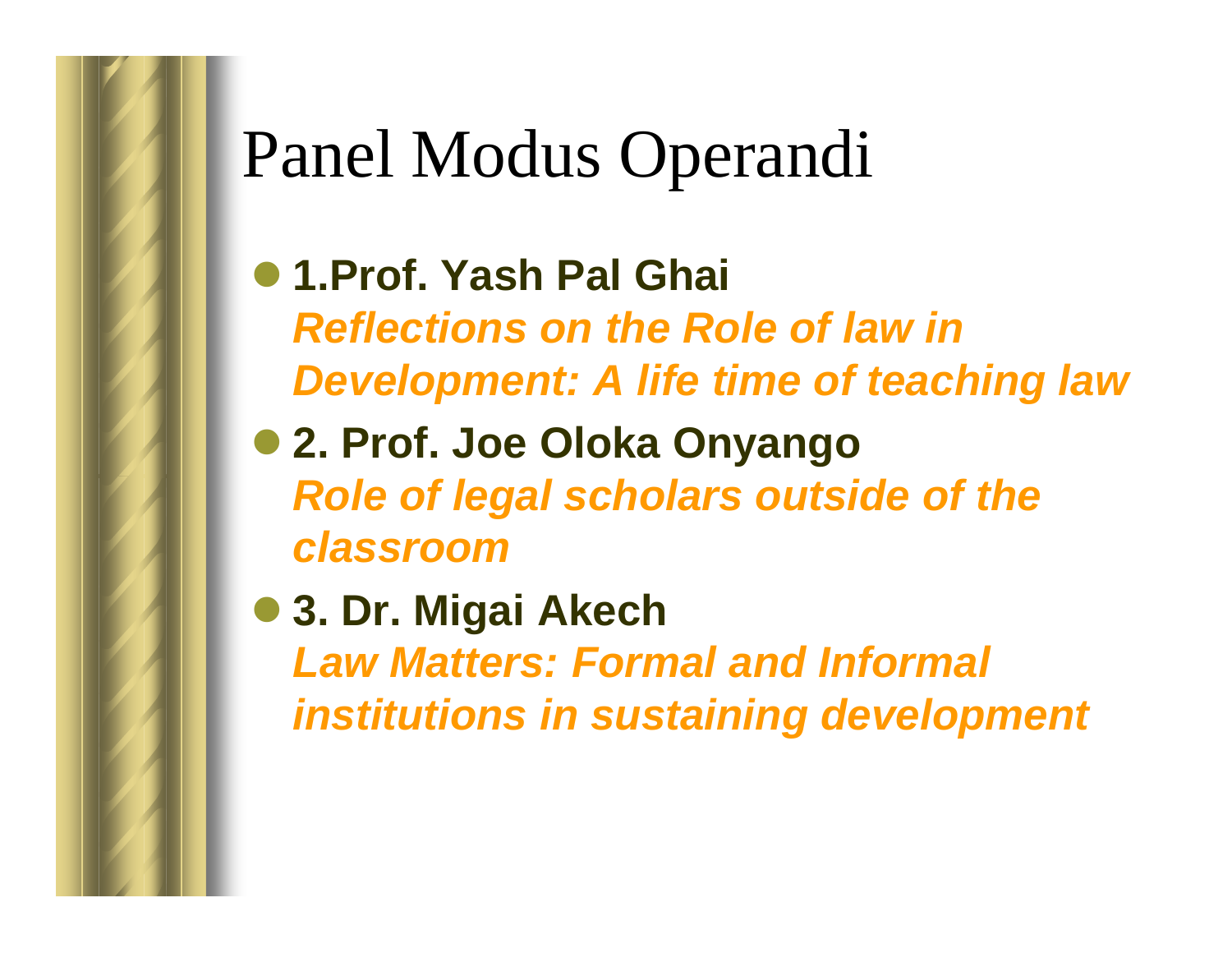# Panel Modus Operandi

- **1.Prof. Yash Pal Ghai**
  ***Reflections on the Role of law in Development: A life time of teaching law***
- **2. Prof. Joe Oloka Onyango**
  ***Role of legal scholars outside of the classroom***
- **3. Dr. Migai Akech**
  ***Law Matters: Formal and Informal institutions in sustaining development***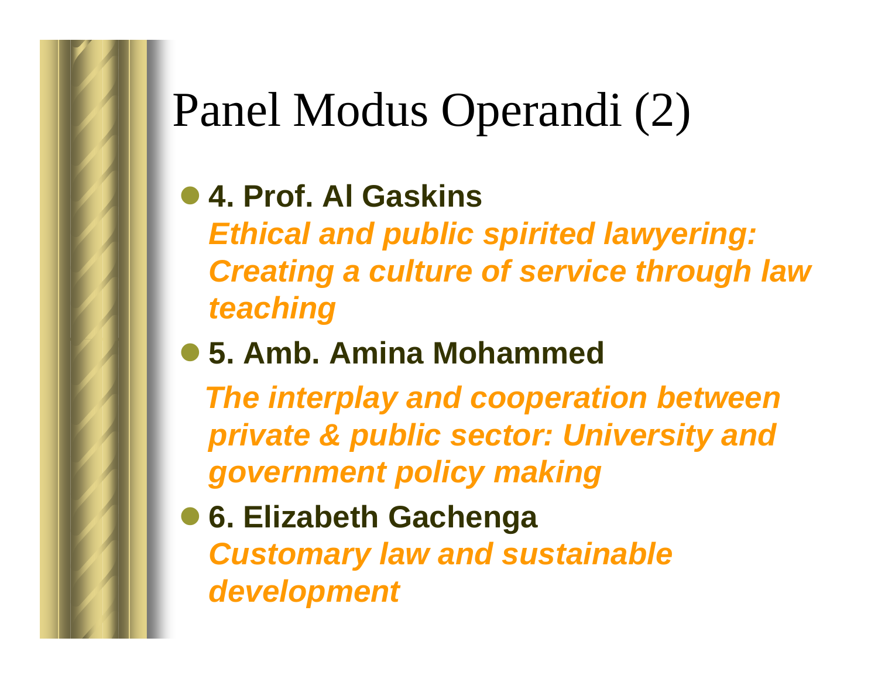# Panel Modus Operandi (2)

- **4. Prof. Al Gaskins**
  ***Ethical and public spirited lawyering: Creating a culture of service through law teaching***
- **5. Amb. Amina Mohammed**
  ***The interplay and cooperation between private & public sector: University and government policy making***
- **6. Elizabeth Gachenga**
  ***Customary law and sustainable development***